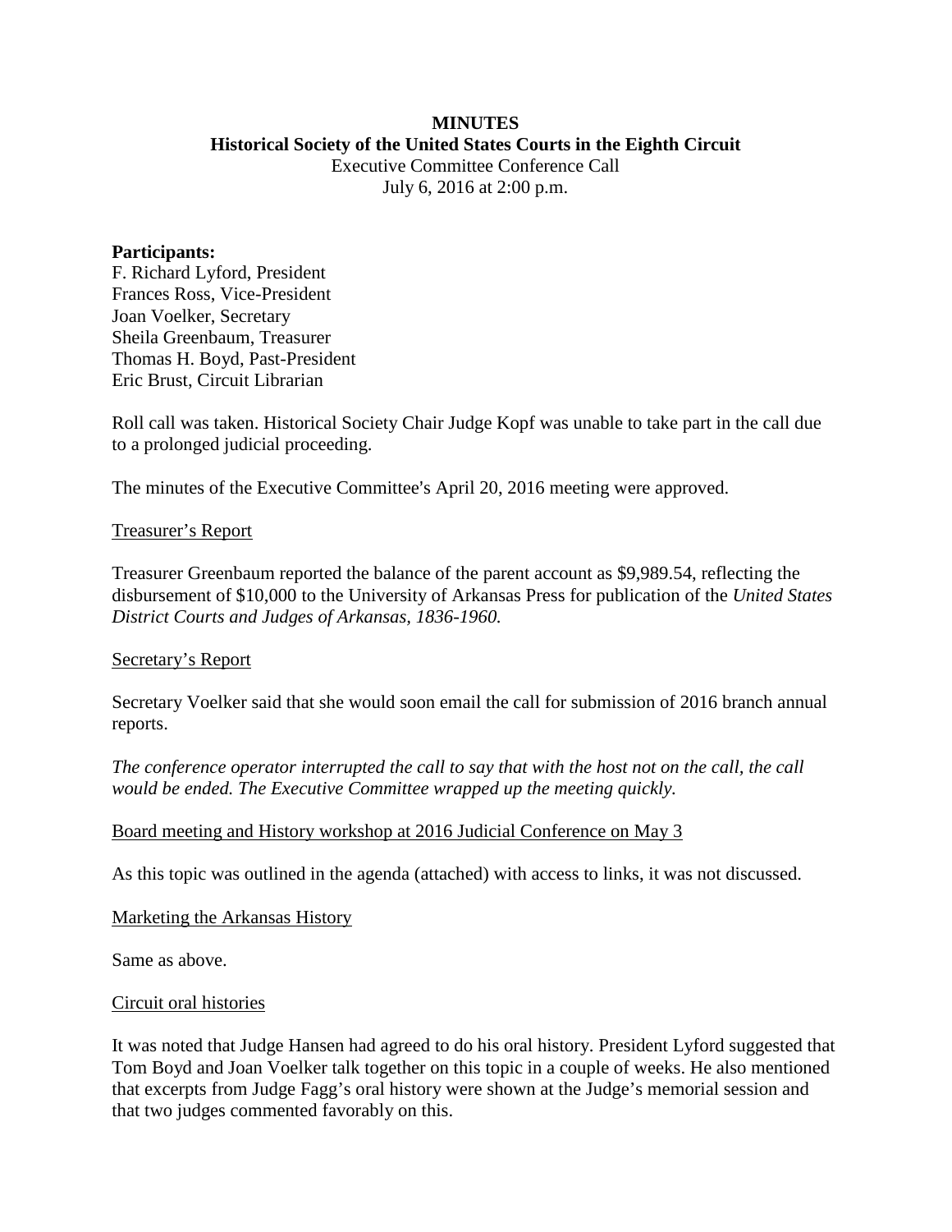**MINUTES**

**Historical Society of the United States Courts in the Eighth Circuit**

Executive Committee Conference Call

July 6, 2016 at 2:00 p.m.

**Participants:**

F. Richard Lyford, President
Frances Ross, Vice-President
Joan Voelker, Secretary
Sheila Greenbaum, Treasurer
Thomas H. Boyd, Past-President
Eric Brust, Circuit Librarian

Roll call was taken. Historical Society Chair Judge Kopf was unable to take part in the call due to a prolonged judicial proceeding.

The minutes of the Executive Committee's April 20, 2016 meeting were approved.

Treasurer's Report

Treasurer Greenbaum reported the balance of the parent account as $9,989.54, reflecting the disbursement of $10,000 to the University of Arkansas Press for publication of the *United States District Courts and Judges of Arkansas, 1836-1960.*

Secretary's Report

Secretary Voelker said that she would soon email the call for submission of 2016 branch annual reports.

*The conference operator interrupted the call to say that with the host not on the call, the call would be ended. The Executive Committee wrapped up the meeting quickly.*

Board meeting and History workshop at 2016 Judicial Conference on May 3

As this topic was outlined in the agenda (attached) with access to links, it was not discussed.

Marketing the Arkansas History

Same as above.

Circuit oral histories

It was noted that Judge Hansen had agreed to do his oral history. President Lyford suggested that Tom Boyd and Joan Voelker talk together on this topic in a couple of weeks. He also mentioned that excerpts from Judge Fagg's oral history were shown at the Judge's memorial session and that two judges commented favorably on this.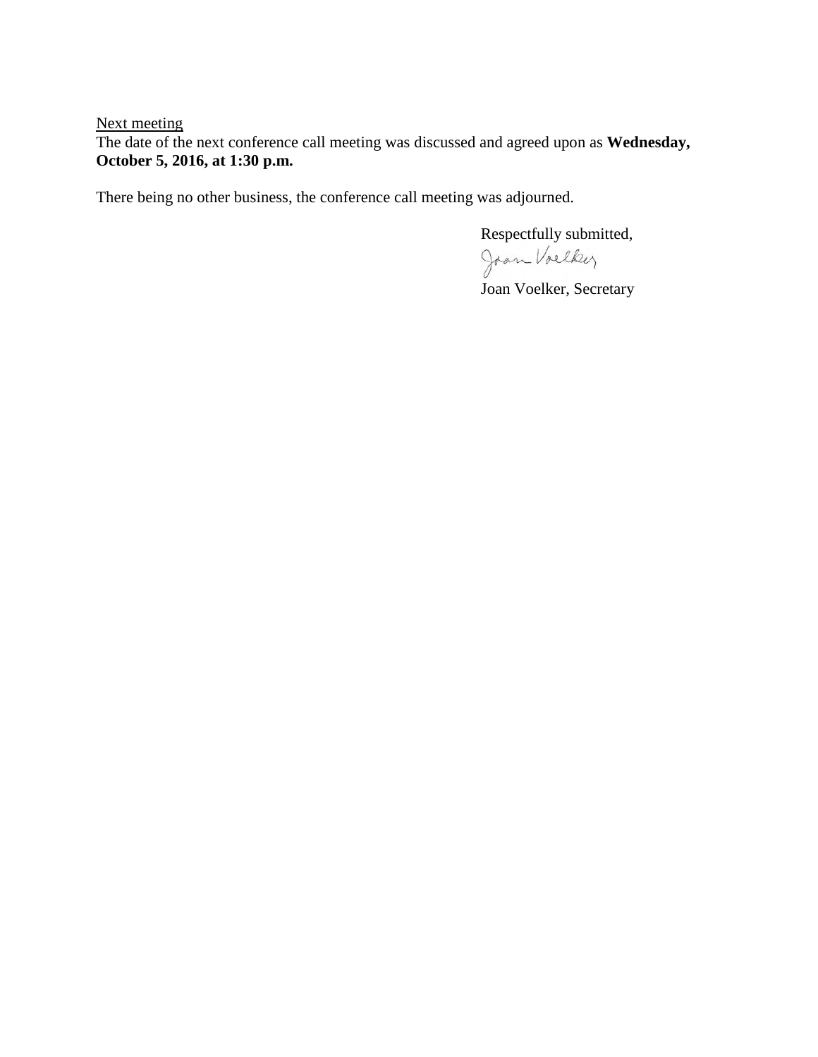<u>Next meeting</u>

The date of the next conference call meeting was discussed and agreed upon as **Wednesday, October 5, 2016, at 1:30 p.m.**

There being no other business, the conference call meeting was adjourned.

Respectfully submitted,

Joan Voelker

Joan Voelker, Secretary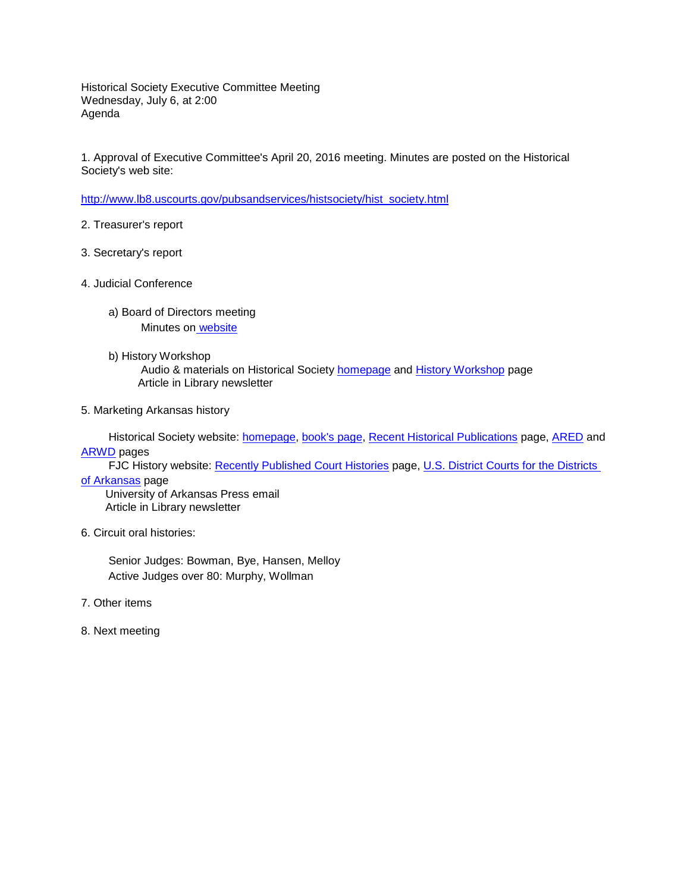Historical Society Executive Committee Meeting
Wednesday, July 6, at 2:00
Agenda

1. Approval of Executive Committee's April 20, 2016 meeting. Minutes are posted on the Historical Society's web site:

http://www.lb8.uscourts.gov/pubsandservices/histsociety/hist_society.html

2. Treasurer's report

3. Secretary's report

4. Judicial Conference

   a) Board of Directors meeting
      Minutes on website

   b) History Workshop
      Audio & materials on Historical Society homepage and History Workshop page
      Article in Library newsletter

5. Marketing Arkansas history

   Historical Society website: homepage, book's page, Recent Historical Publications page, ARED and ARWD pages
   FJC History website: Recently Published Court Histories page, U.S. District Courts for the Districts of Arkansas page
   University of Arkansas Press email
   Article in Library newsletter

6. Circuit oral histories:

   Senior Judges: Bowman, Bye, Hansen, Melloy
   Active Judges over 80: Murphy, Wollman

7. Other items

8. Next meeting